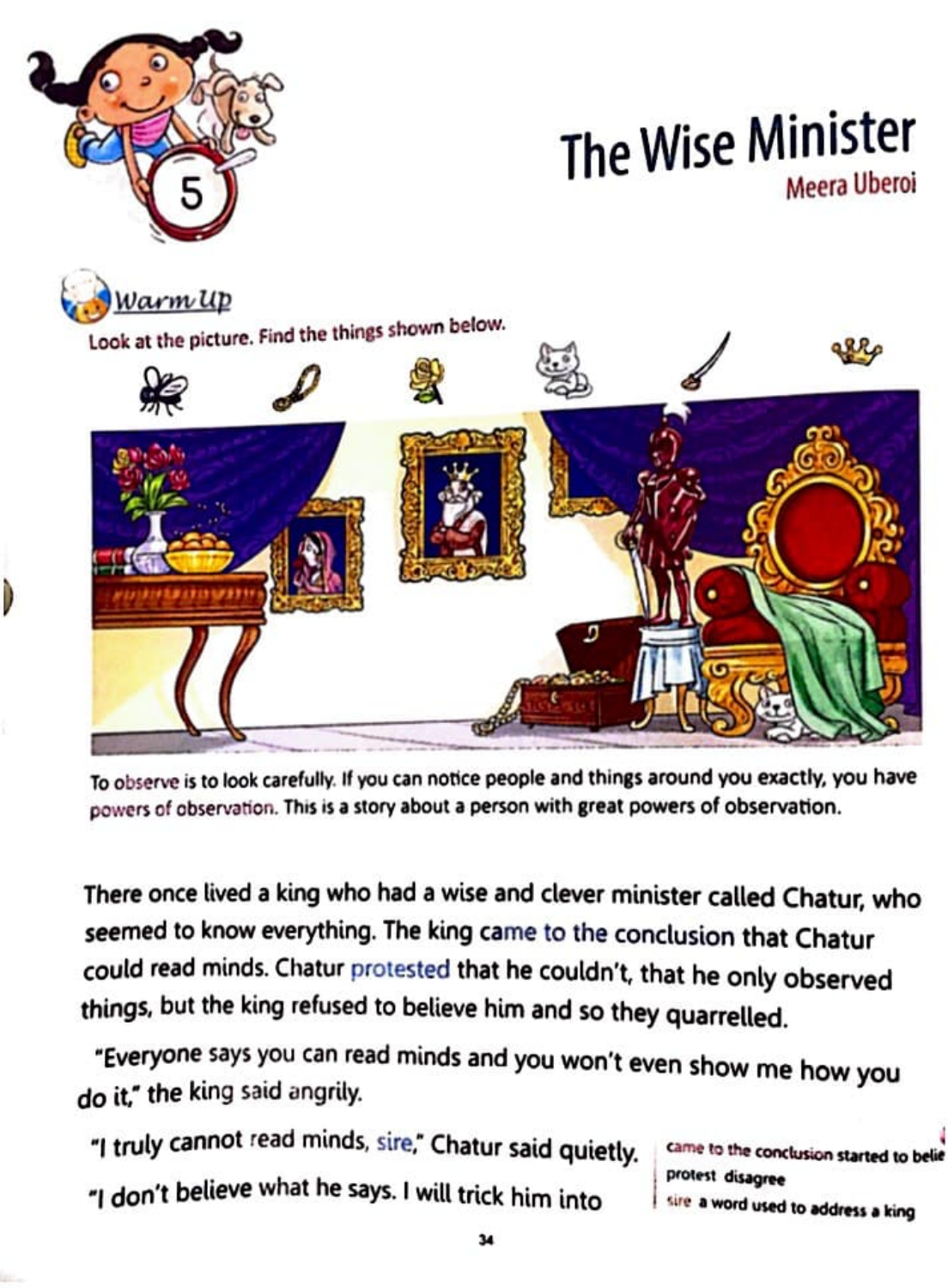# 5 The Wise Minister

**Meera Uberoi**

## Warm Up

Look at the picture. Find the things shown below.

To observe is to look carefully. If you can notice people and things around you exactly, you have powers of observation. This is a story about a person with great powers of observation.

There once lived a king who had a wise and clever minister called Chatur, who seemed to know everything. The king came to the conclusion that Chatur could read minds. Chatur protested that he couldn't, that he only observed things, but the king refused to believe him and so they quarrelled.

"Everyone says you can read minds and you won't even show me how you do it," the king said angrily.

"I truly cannot read minds, sire," Chatur said quietly.

"I don't believe what he says. I will trick him into

**came to the conclusion** started to believe
**protest** disagree
**sire** a word used to address a king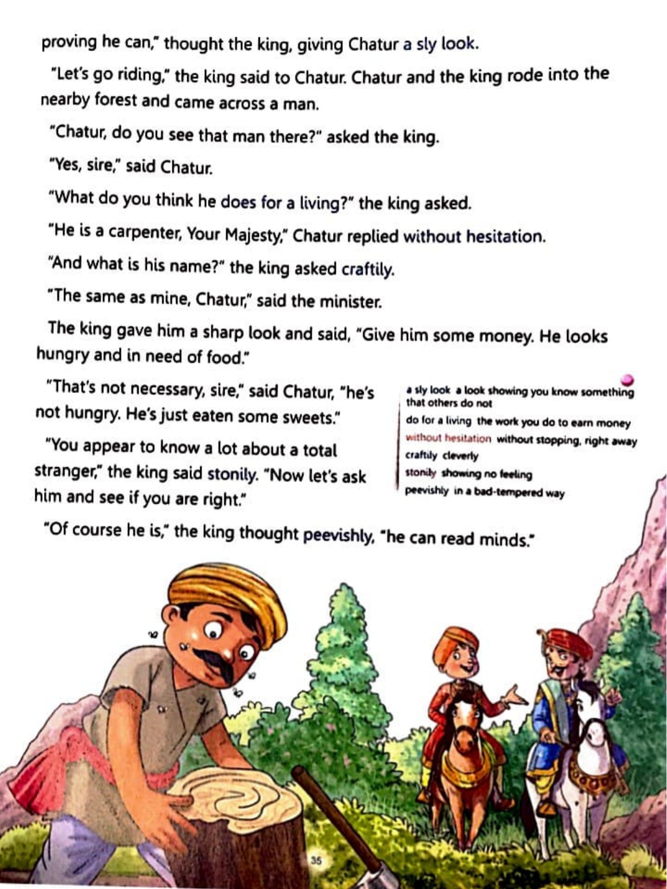proving he can," thought the king, giving Chatur a sly look.

"Let's go riding," the king said to Chatur. Chatur and the king rode into the nearby forest and came across a man.

"Chatur, do you see that man there?" asked the king.

"Yes, sire," said Chatur.

"What do you think he does for a living?" the king asked.

"He is a carpenter, Your Majesty," Chatur replied without hesitation.

"And what is his name?" the king asked craftily.

"The same as mine, Chatur," said the minister.

The king gave him a sharp look and said, "Give him some money. He looks hungry and in need of food."

"That's not necessary, sire," said Chatur, "he's not hungry. He's just eaten some sweets."

"You appear to know a lot about a total stranger," the king said stonily. "Now let's ask him and see if you are right."

"Of course he is," the king thought peevishly, "he can read minds."

**a sly look** a look showing you know something that others do not
**do for a living** the work you do to earn money
**without hesitation** without stopping, right away
**craftily** cleverly
**stonily** showing no feeling
**peevishly** in a bad-tempered way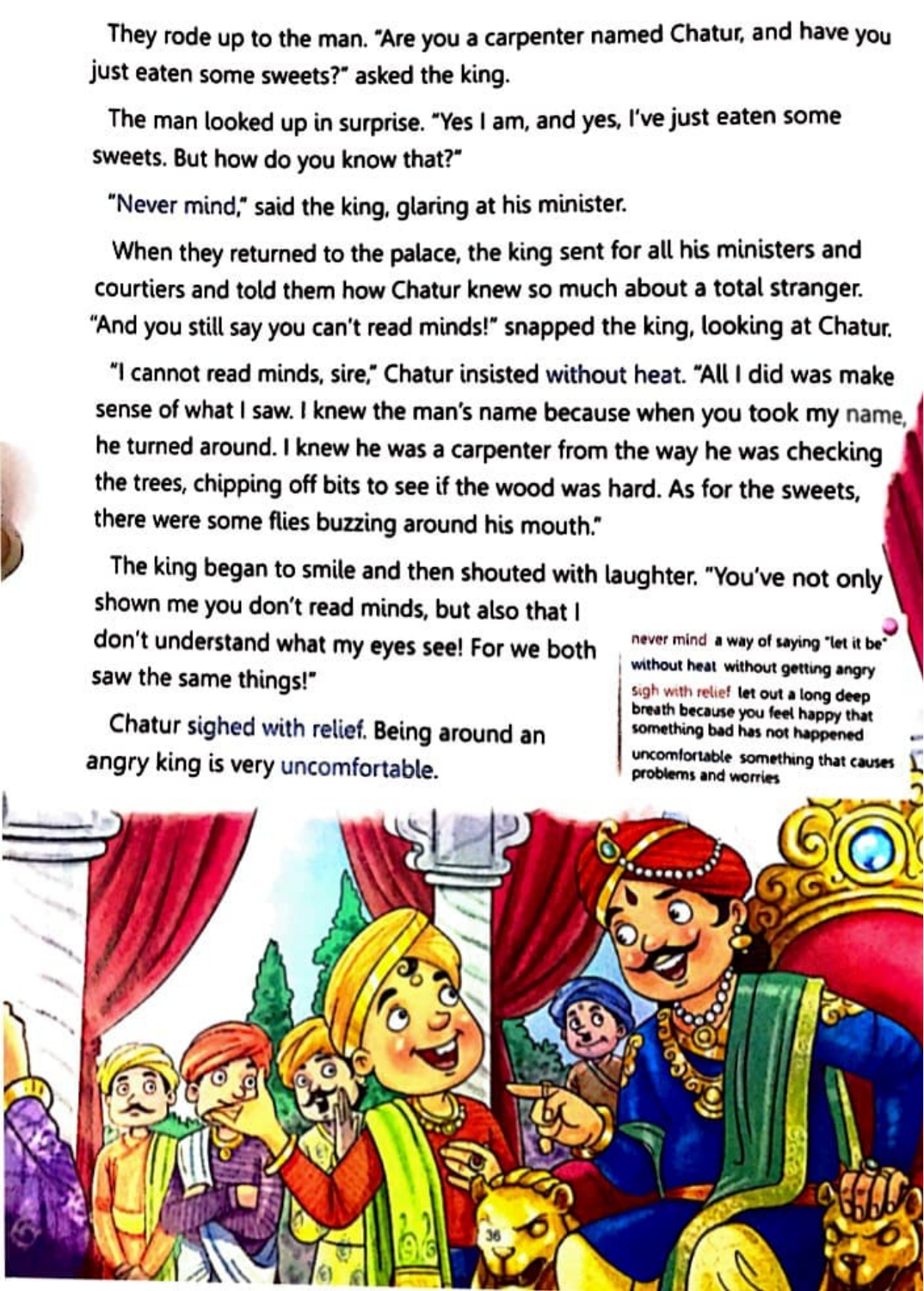They rode up to the man. "Are you a carpenter named Chatur, and have you just eaten some sweets?" asked the king.

The man looked up in surprise. "Yes I am, and yes, I've just eaten some sweets. But how do you know that?"

"Never mind," said the king, glaring at his minister.

When they returned to the palace, the king sent for all his ministers and courtiers and told them how Chatur knew so much about a total stranger. "And you still say you can't read minds!" snapped the king, looking at Chatur.

"I cannot read minds, sire," Chatur insisted without heat. "All I did was make sense of what I saw. I knew the man's name because when you took my name, he turned around. I knew he was a carpenter from the way he was checking the trees, chipping off bits to see if the wood was hard. As for the sweets, there were some flies buzzing around his mouth."

The king began to smile and then shouted with laughter. "You've not only shown me you don't read minds, but also that I don't understand what my eyes see! For we both saw the same things!"

Chatur sighed with relief. Being around an angry king is very uncomfortable.

**never mind** a way of saying "let it be"

**without heat** without getting angry

**sigh with relief** let out a long deep breath because you feel happy that something bad has not happened

**uncomfortable** something that causes problems and worries